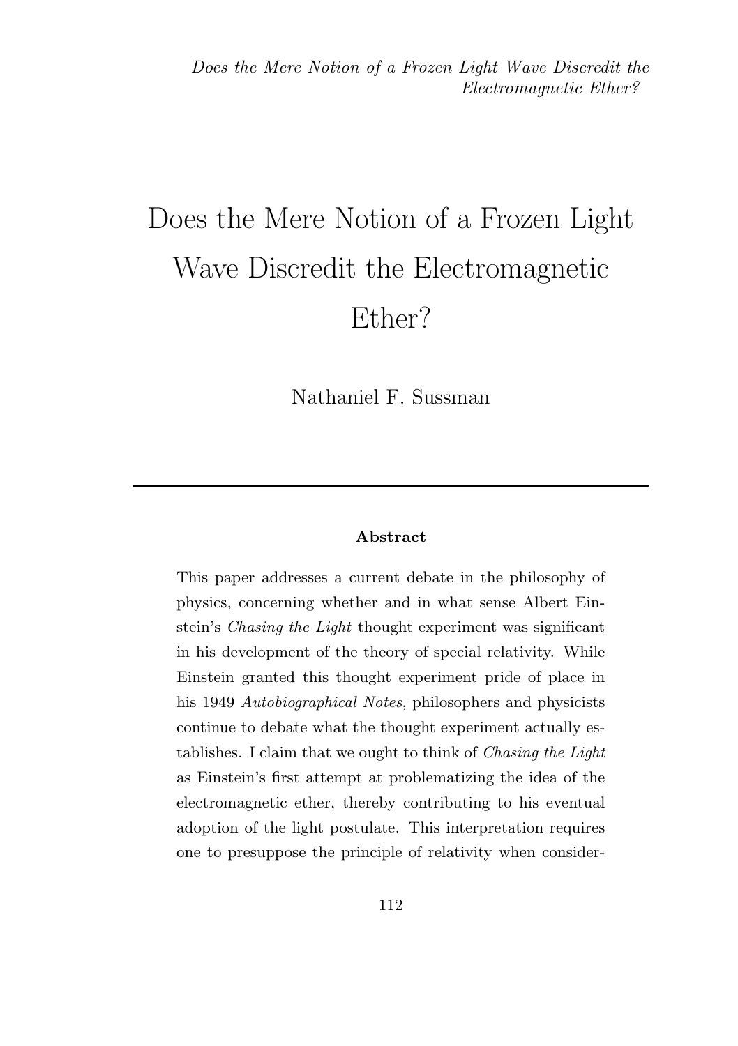# Does the Mere Notion of a Frozen Light Wave Discredit the Electromagnetic Ether?

Nathaniel F. Sussman

---

**Abstract**

This paper addresses a current debate in the philosophy of physics, concerning whether and in what sense Albert Einstein's *Chasing the Light* thought experiment was significant in his development of the theory of special relativity. While Einstein granted this thought experiment pride of place in his 1949 *Autobiographical Notes*, philosophers and physicists continue to debate what the thought experiment actually establishes. I claim that we ought to think of *Chasing the Light* as Einstein's first attempt at problematizing the idea of the electromagnetic ether, thereby contributing to his eventual adoption of the light postulate. This interpretation requires one to presuppose the principle of relativity when consider-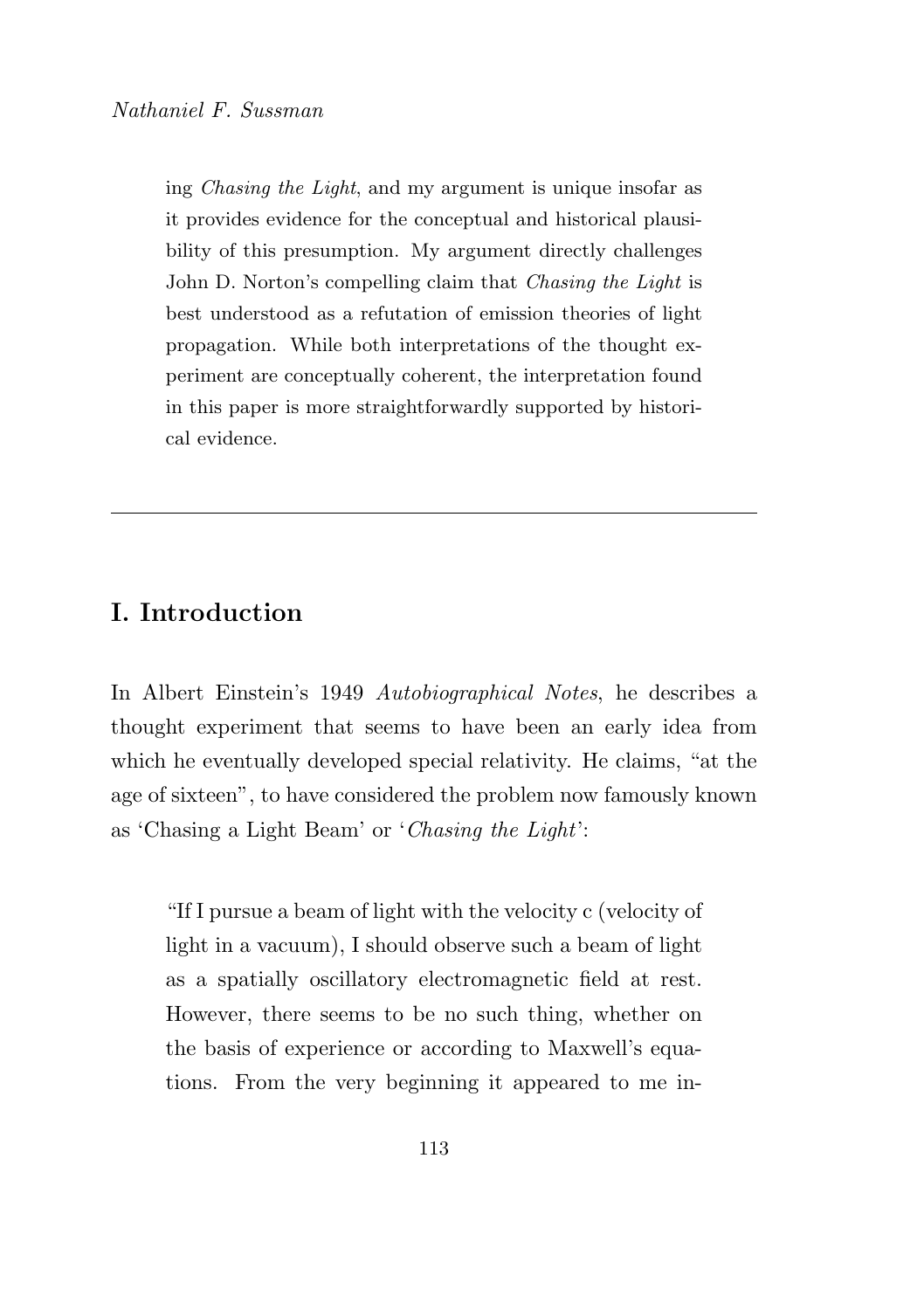ing *Chasing the Light*, and my argument is unique insofar as it provides evidence for the conceptual and historical plausibility of this presumption. My argument directly challenges John D. Norton's compelling claim that *Chasing the Light* is best understood as a refutation of emission theories of light propagation. While both interpretations of the thought experiment are conceptually coherent, the interpretation found in this paper is more straightforwardly supported by historical evidence.

---

## I. Introduction

In Albert Einstein's 1949 *Autobiographical Notes*, he describes a thought experiment that seems to have been an early idea from which he eventually developed special relativity. He claims, "at the age of sixteen", to have considered the problem now famously known as 'Chasing a Light Beam' or '*Chasing the Light*':

> "If I pursue a beam of light with the velocity c (velocity of light in a vacuum), I should observe such a beam of light as a spatially oscillatory electromagnetic field at rest. However, there seems to be no such thing, whether on the basis of experience or according to Maxwell's equations. From the very beginning it appeared to me in-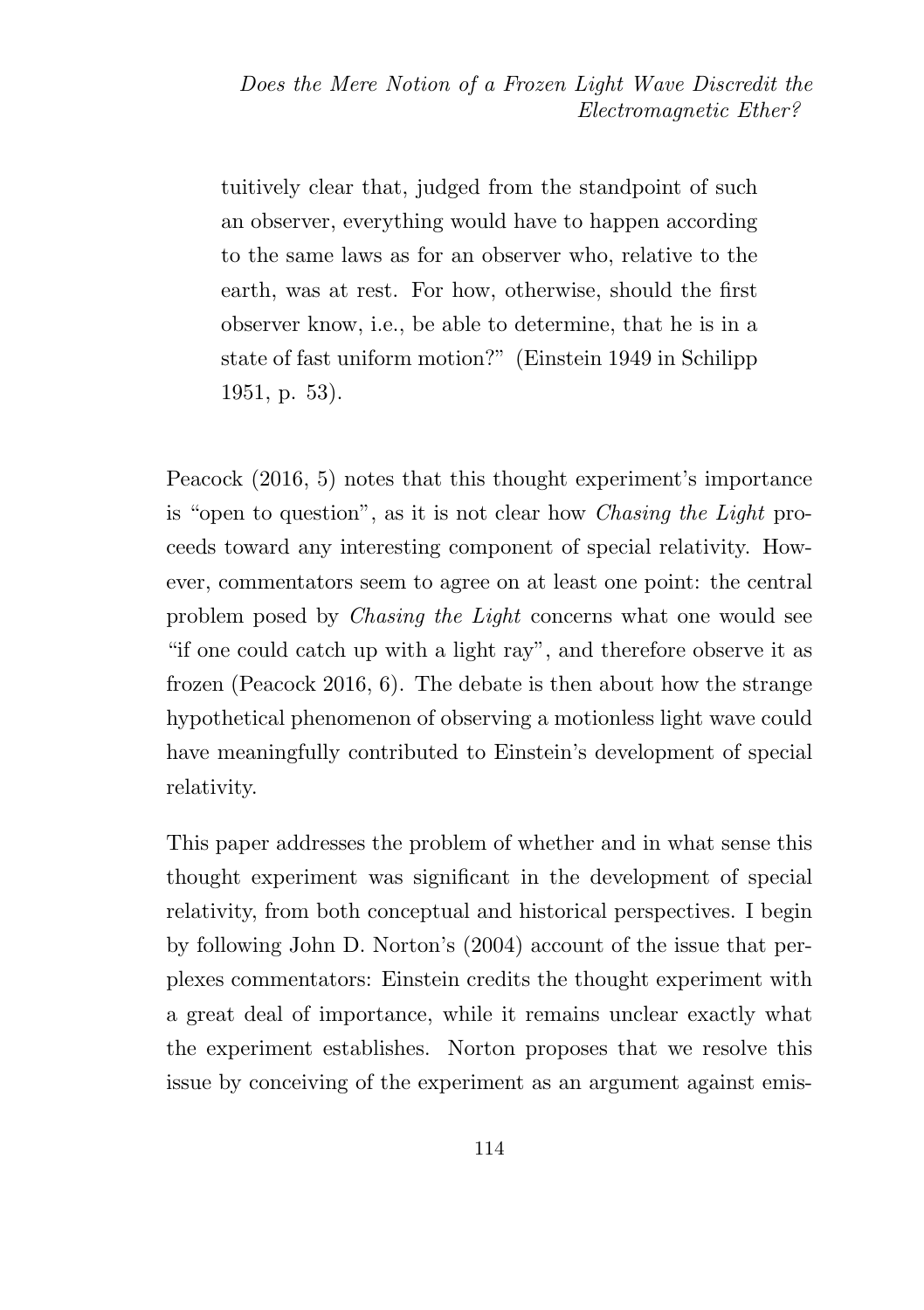> tuitively clear that, judged from the standpoint of such an observer, everything would have to happen according to the same laws as for an observer who, relative to the earth, was at rest. For how, otherwise, should the first observer know, i.e., be able to determine, that he is in a state of fast uniform motion?" (Einstein 1949 in Schilipp 1951, p. 53).

Peacock (2016, 5) notes that this thought experiment's importance is "open to question", as it is not clear how *Chasing the Light* proceeds toward any interesting component of special relativity. However, commentators seem to agree on at least one point: the central problem posed by *Chasing the Light* concerns what one would see "if one could catch up with a light ray", and therefore observe it as frozen (Peacock 2016, 6). The debate is then about how the strange hypothetical phenomenon of observing a motionless light wave could have meaningfully contributed to Einstein's development of special relativity.

This paper addresses the problem of whether and in what sense this thought experiment was significant in the development of special relativity, from both conceptual and historical perspectives. I begin by following John D. Norton's (2004) account of the issue that perplexes commentators: Einstein credits the thought experiment with a great deal of importance, while it remains unclear exactly what the experiment establishes. Norton proposes that we resolve this issue by conceiving of the experiment as an argument against emis-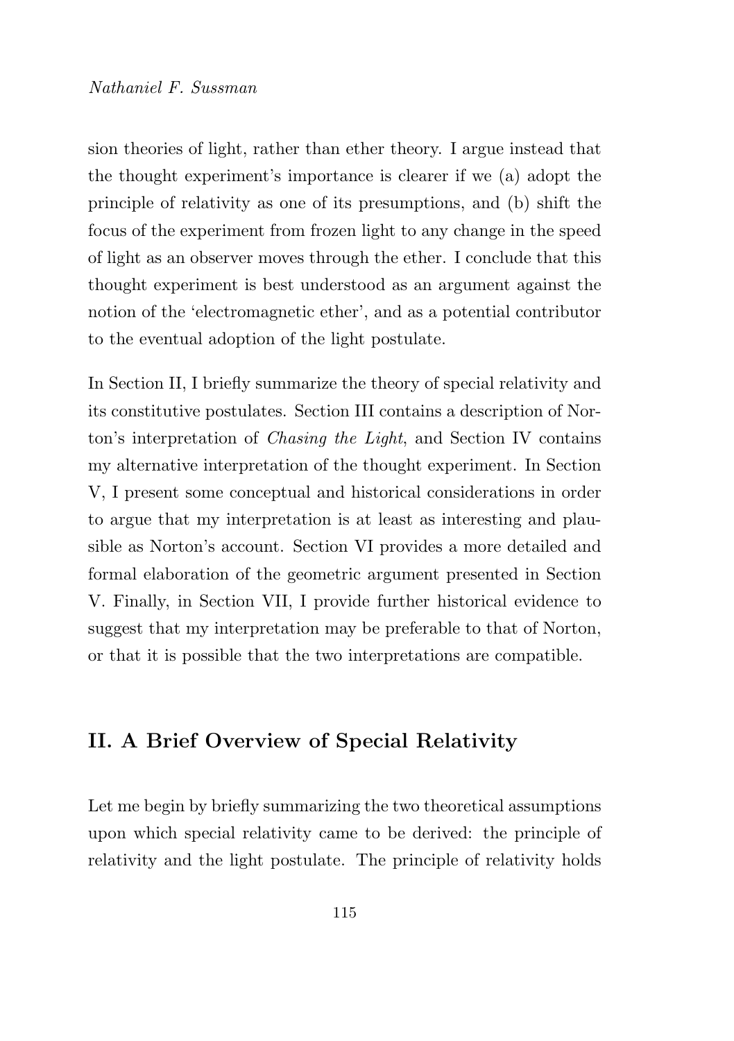sion theories of light, rather than ether theory. I argue instead that the thought experiment's importance is clearer if we (a) adopt the principle of relativity as one of its presumptions, and (b) shift the focus of the experiment from frozen light to any change in the speed of light as an observer moves through the ether. I conclude that this thought experiment is best understood as an argument against the notion of the 'electromagnetic ether', and as a potential contributor to the eventual adoption of the light postulate.

In Section II, I briefly summarize the theory of special relativity and its constitutive postulates. Section III contains a description of Norton's interpretation of *Chasing the Light*, and Section IV contains my alternative interpretation of the thought experiment. In Section V, I present some conceptual and historical considerations in order to argue that my interpretation is at least as interesting and plausible as Norton's account. Section VI provides a more detailed and formal elaboration of the geometric argument presented in Section V. Finally, in Section VII, I provide further historical evidence to suggest that my interpretation may be preferable to that of Norton, or that it is possible that the two interpretations are compatible.

## II. A Brief Overview of Special Relativity

Let me begin by briefly summarizing the two theoretical assumptions upon which special relativity came to be derived: the principle of relativity and the light postulate. The principle of relativity holds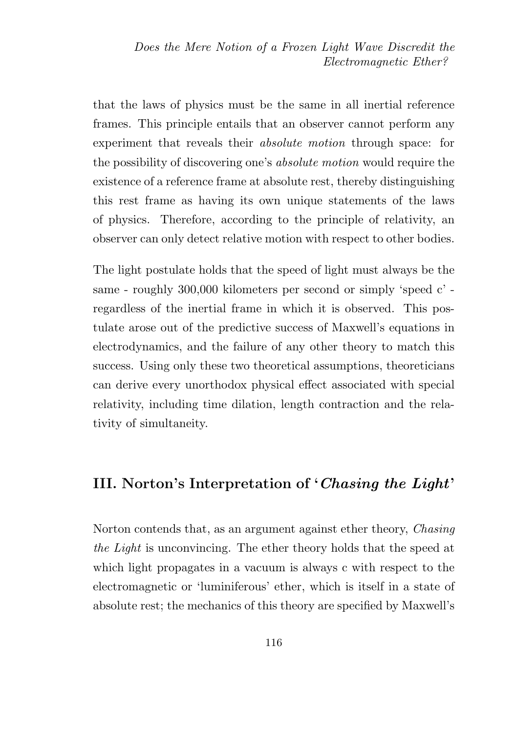that the laws of physics must be the same in all inertial reference frames. This principle entails that an observer cannot perform any experiment that reveals their *absolute motion* through space: for the possibility of discovering one's *absolute motion* would require the existence of a reference frame at absolute rest, thereby distinguishing this rest frame as having its own unique statements of the laws of physics. Therefore, according to the principle of relativity, an observer can only detect relative motion with respect to other bodies.

The light postulate holds that the speed of light must always be the same - roughly 300,000 kilometers per second or simply 'speed c' - regardless of the inertial frame in which it is observed. This postulate arose out of the predictive success of Maxwell's equations in electrodynamics, and the failure of any other theory to match this success. Using only these two theoretical assumptions, theoreticians can derive every unorthodox physical effect associated with special relativity, including time dilation, length contraction and the relativity of simultaneity.

## III. Norton's Interpretation of '*Chasing the Light*'

Norton contends that, as an argument against ether theory, *Chasing the Light* is unconvincing. The ether theory holds that the speed at which light propagates in a vacuum is always c with respect to the electromagnetic or 'luminiferous' ether, which is itself in a state of absolute rest; the mechanics of this theory are specified by Maxwell's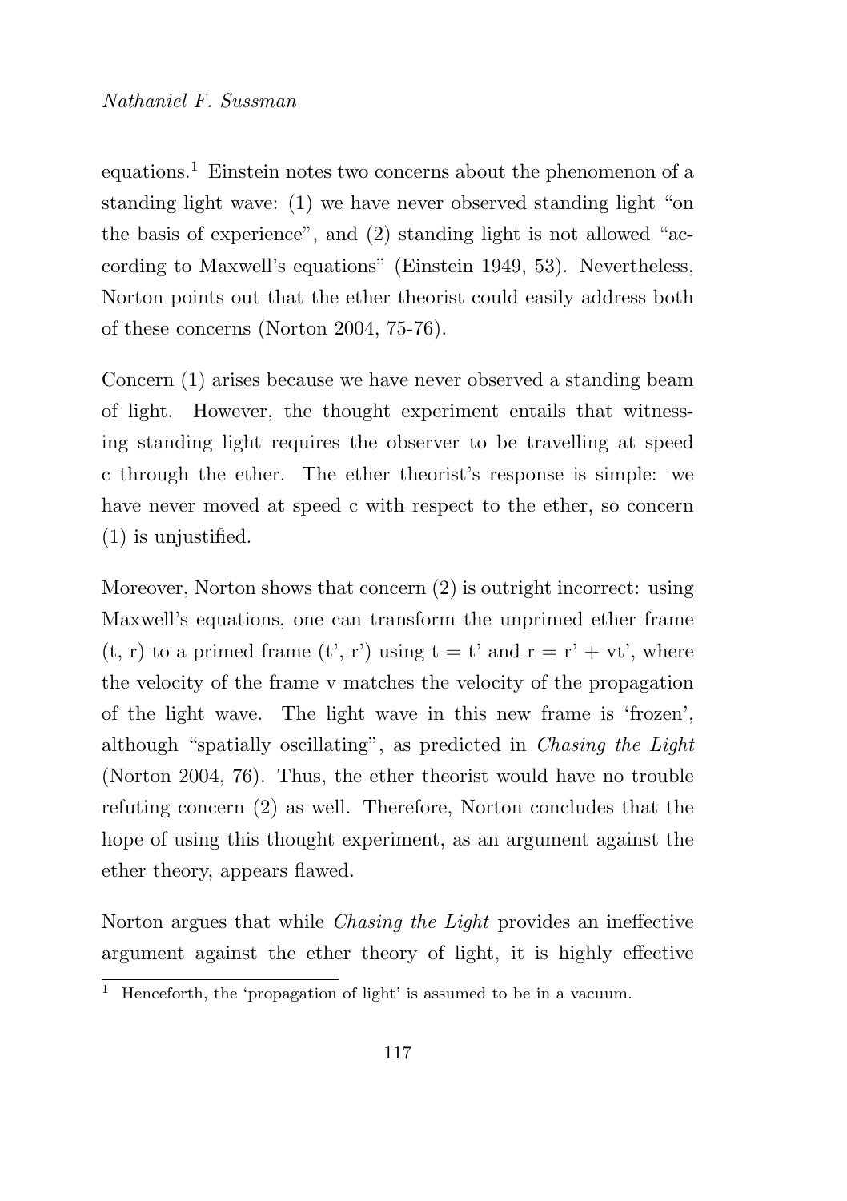equations.[1] Einstein notes two concerns about the phenomenon of a standing light wave: (1) we have never observed standing light "on the basis of experience", and (2) standing light is not allowed "according to Maxwell's equations" (Einstein 1949, 53). Nevertheless, Norton points out that the ether theorist could easily address both of these concerns (Norton 2004, 75-76).

Concern (1) arises because we have never observed a standing beam of light. However, the thought experiment entails that witnessing standing light requires the observer to be travelling at speed c through the ether. The ether theorist's response is simple: we have never moved at speed c with respect to the ether, so concern (1) is unjustified.

Moreover, Norton shows that concern (2) is outright incorrect: using Maxwell's equations, one can transform the unprimed ether frame (t, r) to a primed frame (t', r') using t = t' and r = r' + vt', where the velocity of the frame v matches the velocity of the propagation of the light wave. The light wave in this new frame is 'frozen', although "spatially oscillating", as predicted in *Chasing the Light* (Norton 2004, 76). Thus, the ether theorist would have no trouble refuting concern (2) as well. Therefore, Norton concludes that the hope of using this thought experiment, as an argument against the ether theory, appears flawed.

Norton argues that while *Chasing the Light* provides an ineffective argument against the ether theory of light, it is highly effective

[1] Henceforth, the 'propagation of light' is assumed to be in a vacuum.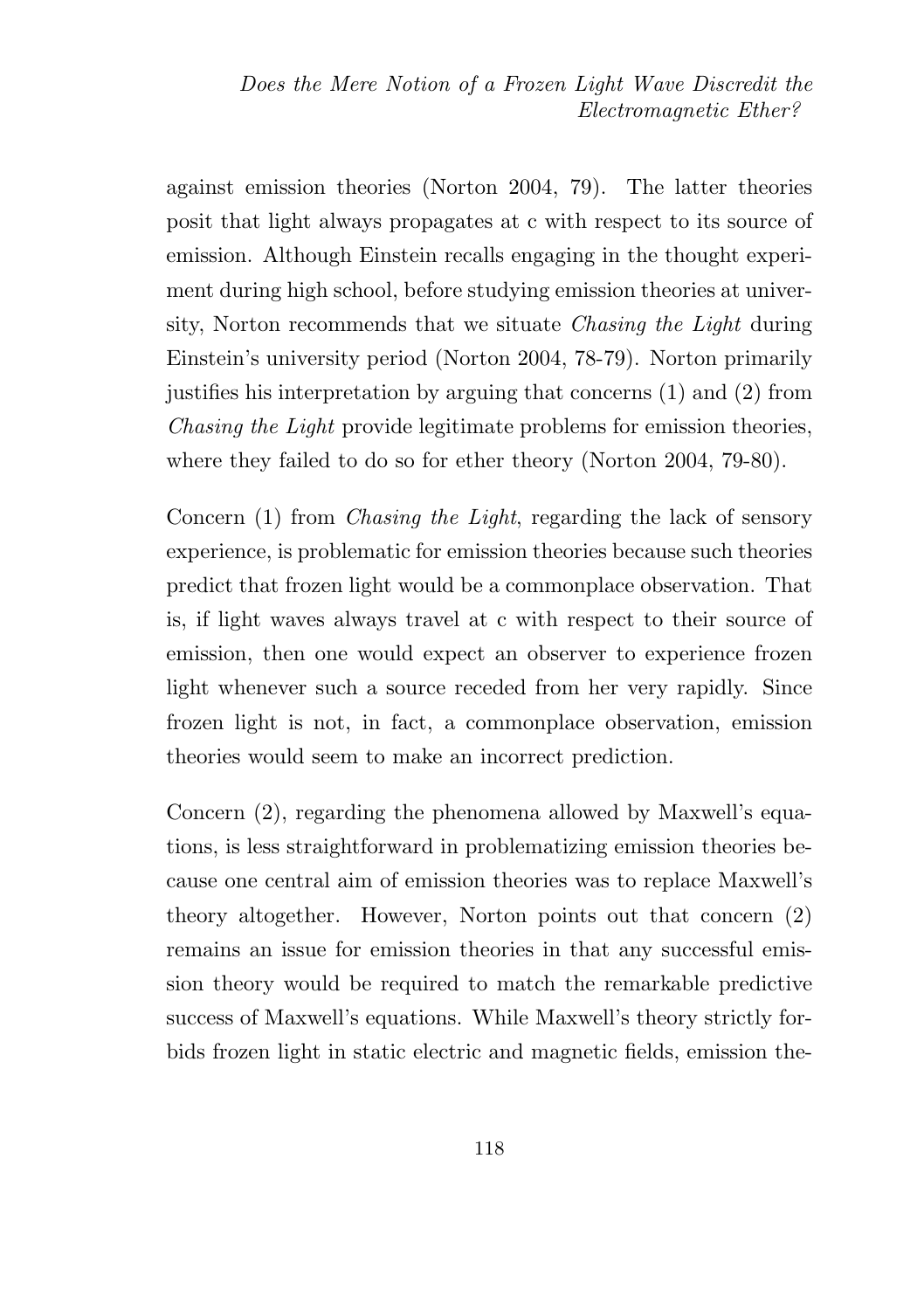against emission theories (Norton 2004, 79). The latter theories posit that light always propagates at c with respect to its source of emission. Although Einstein recalls engaging in the thought experiment during high school, before studying emission theories at university, Norton recommends that we situate *Chasing the Light* during Einstein's university period (Norton 2004, 78-79). Norton primarily justifies his interpretation by arguing that concerns (1) and (2) from *Chasing the Light* provide legitimate problems for emission theories, where they failed to do so for ether theory (Norton 2004, 79-80).

Concern (1) from *Chasing the Light*, regarding the lack of sensory experience, is problematic for emission theories because such theories predict that frozen light would be a commonplace observation. That is, if light waves always travel at c with respect to their source of emission, then one would expect an observer to experience frozen light whenever such a source receded from her very rapidly. Since frozen light is not, in fact, a commonplace observation, emission theories would seem to make an incorrect prediction.

Concern (2), regarding the phenomena allowed by Maxwell's equations, is less straightforward in problematizing emission theories because one central aim of emission theories was to replace Maxwell's theory altogether. However, Norton points out that concern (2) remains an issue for emission theories in that any successful emission theory would be required to match the remarkable predictive success of Maxwell's equations. While Maxwell's theory strictly forbids frozen light in static electric and magnetic fields, emission the-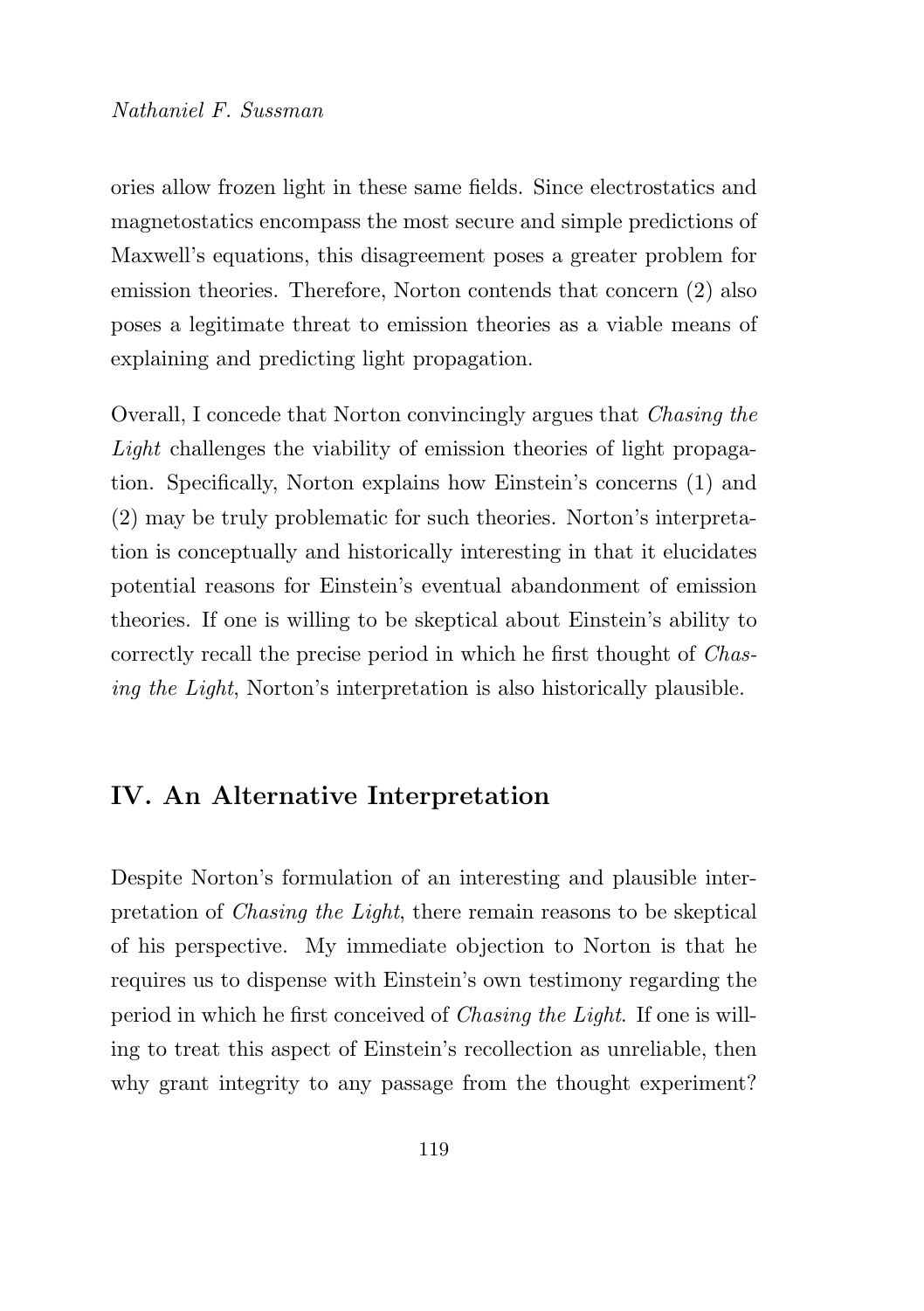ories allow frozen light in these same fields. Since electrostatics and magnetostatics encompass the most secure and simple predictions of Maxwell's equations, this disagreement poses a greater problem for emission theories. Therefore, Norton contends that concern (2) also poses a legitimate threat to emission theories as a viable means of explaining and predicting light propagation.

Overall, I concede that Norton convincingly argues that *Chasing the Light* challenges the viability of emission theories of light propagation. Specifically, Norton explains how Einstein's concerns (1) and (2) may be truly problematic for such theories. Norton's interpretation is conceptually and historically interesting in that it elucidates potential reasons for Einstein's eventual abandonment of emission theories. If one is willing to be skeptical about Einstein's ability to correctly recall the precise period in which he first thought of *Chasing the Light*, Norton's interpretation is also historically plausible.

## IV. An Alternative Interpretation

Despite Norton's formulation of an interesting and plausible interpretation of *Chasing the Light*, there remain reasons to be skeptical of his perspective. My immediate objection to Norton is that he requires us to dispense with Einstein's own testimony regarding the period in which he first conceived of *Chasing the Light*. If one is willing to treat this aspect of Einstein's recollection as unreliable, then why grant integrity to any passage from the thought experiment?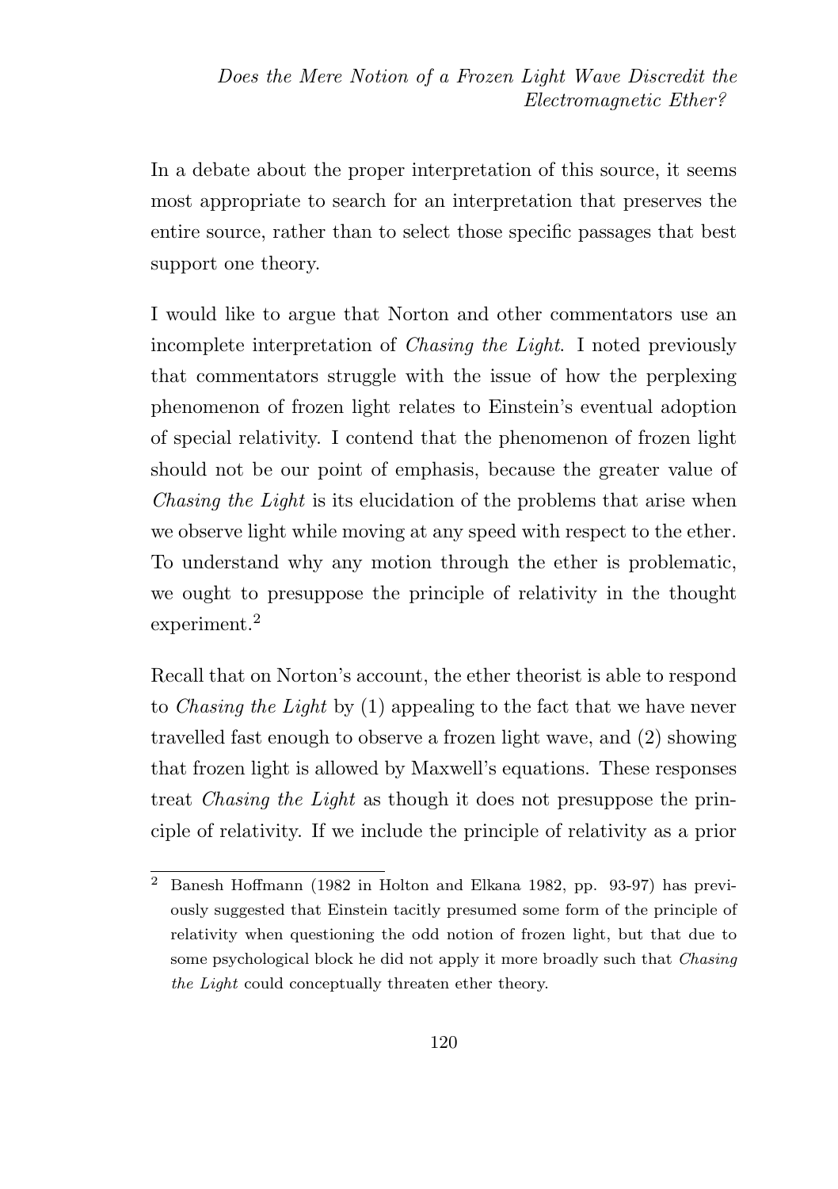In a debate about the proper interpretation of this source, it seems most appropriate to search for an interpretation that preserves the entire source, rather than to select those specific passages that best support one theory.

I would like to argue that Norton and other commentators use an incomplete interpretation of *Chasing the Light*. I noted previously that commentators struggle with the issue of how the perplexing phenomenon of frozen light relates to Einstein's eventual adoption of special relativity. I contend that the phenomenon of frozen light should not be our point of emphasis, because the greater value of *Chasing the Light* is its elucidation of the problems that arise when we observe light while moving at any speed with respect to the ether. To understand why any motion through the ether is problematic, we ought to presuppose the principle of relativity in the thought experiment.[2]

Recall that on Norton's account, the ether theorist is able to respond to *Chasing the Light* by (1) appealing to the fact that we have never travelled fast enough to observe a frozen light wave, and (2) showing that frozen light is allowed by Maxwell's equations. These responses treat *Chasing the Light* as though it does not presuppose the principle of relativity. If we include the principle of relativity as a prior

[2] Banesh Hoffmann (1982 in Holton and Elkana 1982, pp. 93-97) has previously suggested that Einstein tacitly presumed some form of the principle of relativity when questioning the odd notion of frozen light, but that due to some psychological block he did not apply it more broadly such that *Chasing the Light* could conceptually threaten ether theory.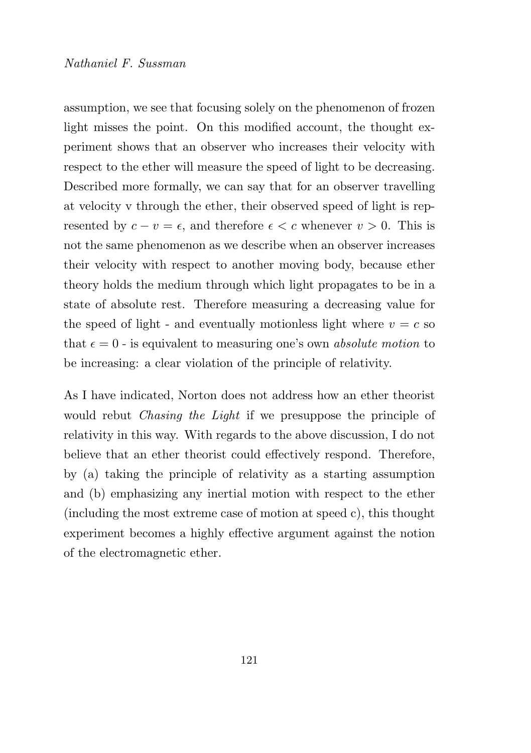assumption, we see that focusing solely on the phenomenon of frozen light misses the point. On this modified account, the thought experiment shows that an observer who increases their velocity with respect to the ether will measure the speed of light to be decreasing. Described more formally, we can say that for an observer travelling at velocity v through the ether, their observed speed of light is represented by $c - v = \epsilon$, and therefore $\epsilon < c$ whenever $v > 0$. This is not the same phenomenon as we describe when an observer increases their velocity with respect to another moving body, because ether theory holds the medium through which light propagates to be in a state of absolute rest. Therefore measuring a decreasing value for the speed of light - and eventually motionless light where $v = c$ so that $\epsilon = 0$ - is equivalent to measuring one's own *absolute motion* to be increasing: a clear violation of the principle of relativity.

As I have indicated, Norton does not address how an ether theorist would rebut *Chasing the Light* if we presuppose the principle of relativity in this way. With regards to the above discussion, I do not believe that an ether theorist could effectively respond. Therefore, by (a) taking the principle of relativity as a starting assumption and (b) emphasizing any inertial motion with respect to the ether (including the most extreme case of motion at speed c), this thought experiment becomes a highly effective argument against the notion of the electromagnetic ether.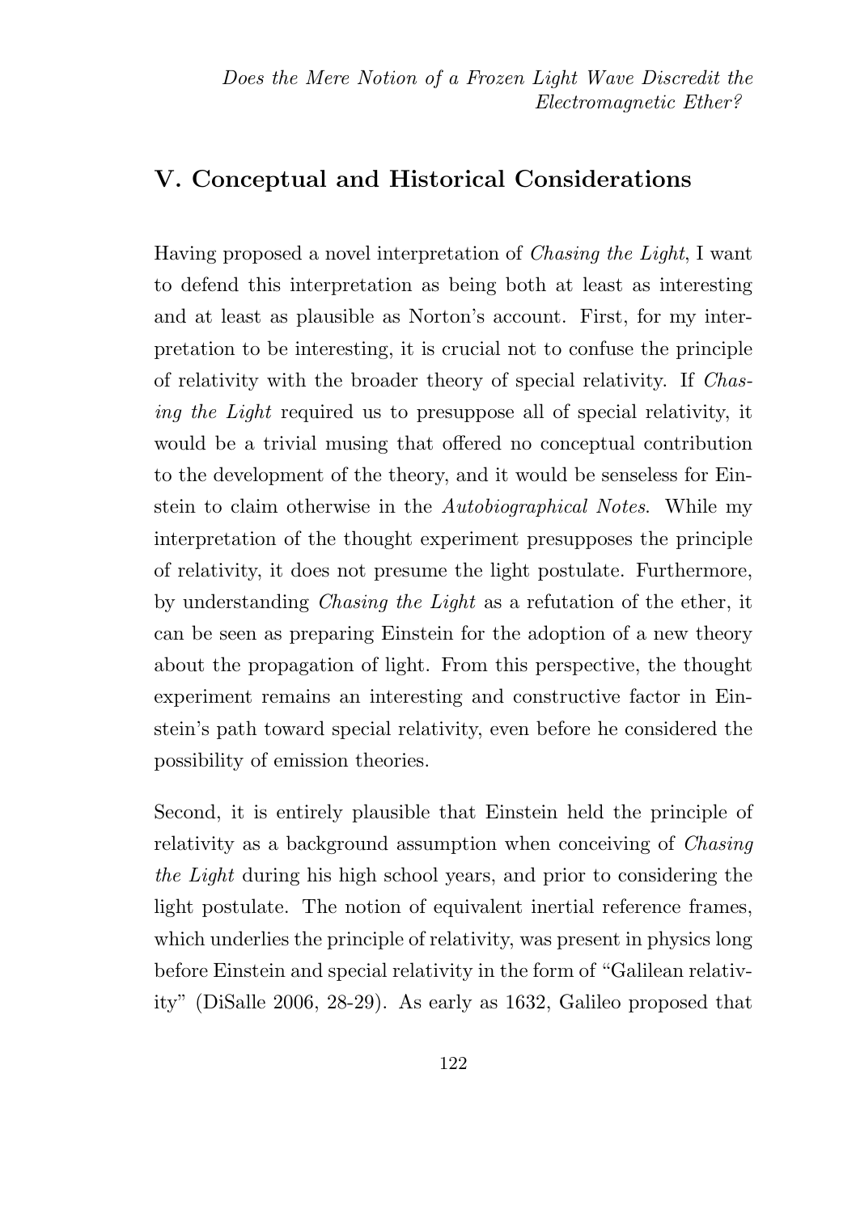## V. Conceptual and Historical Considerations

Having proposed a novel interpretation of *Chasing the Light*, I want to defend this interpretation as being both at least as interesting and at least as plausible as Norton's account. First, for my interpretation to be interesting, it is crucial not to confuse the principle of relativity with the broader theory of special relativity. If *Chasing the Light* required us to presuppose all of special relativity, it would be a trivial musing that offered no conceptual contribution to the development of the theory, and it would be senseless for Einstein to claim otherwise in the *Autobiographical Notes*. While my interpretation of the thought experiment presupposes the principle of relativity, it does not presume the light postulate. Furthermore, by understanding *Chasing the Light* as a refutation of the ether, it can be seen as preparing Einstein for the adoption of a new theory about the propagation of light. From this perspective, the thought experiment remains an interesting and constructive factor in Einstein's path toward special relativity, even before he considered the possibility of emission theories.

Second, it is entirely plausible that Einstein held the principle of relativity as a background assumption when conceiving of *Chasing the Light* during his high school years, and prior to considering the light postulate. The notion of equivalent inertial reference frames, which underlies the principle of relativity, was present in physics long before Einstein and special relativity in the form of "Galilean relativity" (DiSalle 2006, 28-29). As early as 1632, Galileo proposed that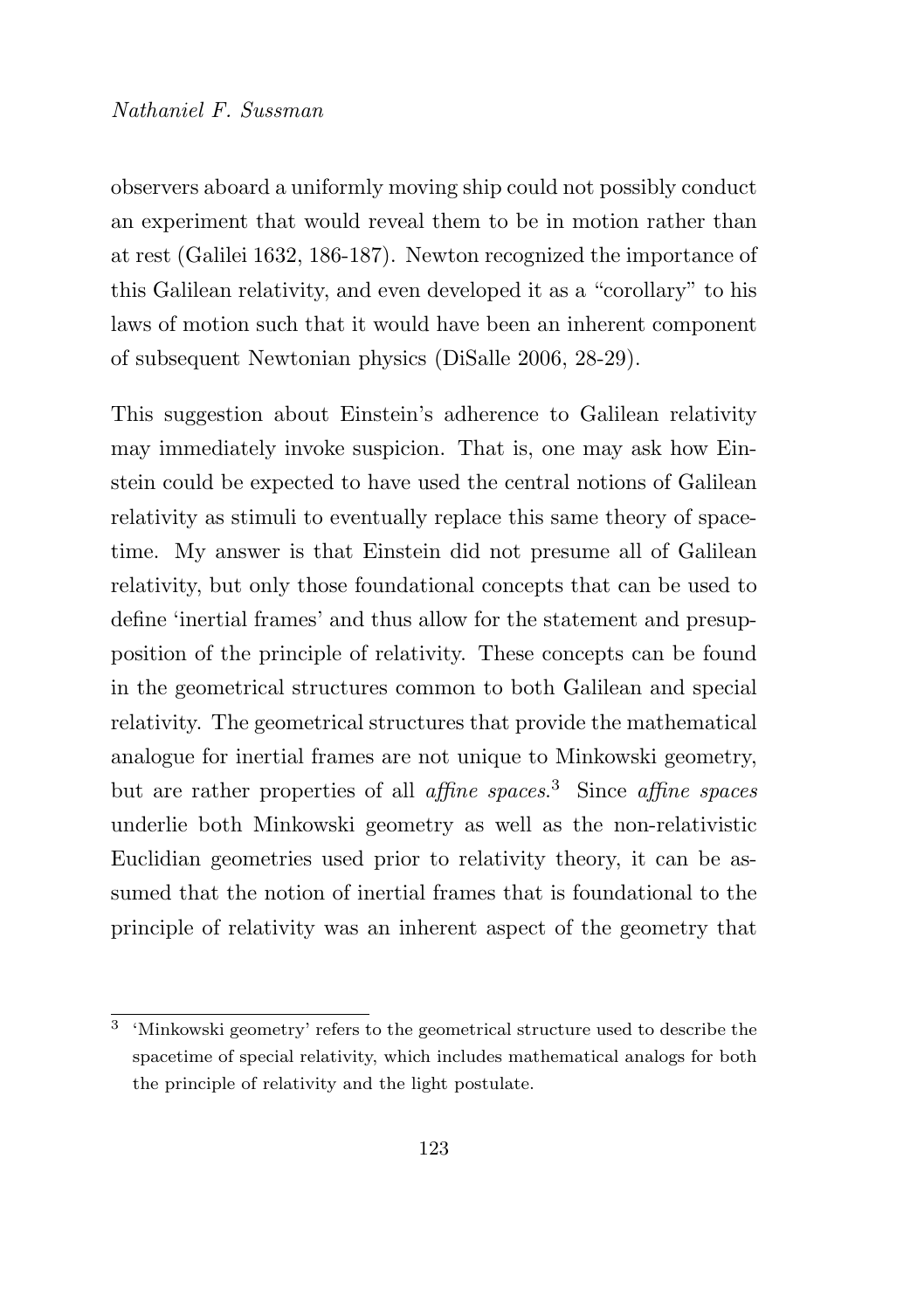observers aboard a uniformly moving ship could not possibly conduct an experiment that would reveal them to be in motion rather than at rest (Galilei 1632, 186-187). Newton recognized the importance of this Galilean relativity, and even developed it as a "corollary" to his laws of motion such that it would have been an inherent component of subsequent Newtonian physics (DiSalle 2006, 28-29).

This suggestion about Einstein's adherence to Galilean relativity may immediately invoke suspicion. That is, one may ask how Einstein could be expected to have used the central notions of Galilean relativity as stimuli to eventually replace this same theory of spacetime. My answer is that Einstein did not presume all of Galilean relativity, but only those foundational concepts that can be used to define 'inertial frames' and thus allow for the statement and presupposition of the principle of relativity. These concepts can be found in the geometrical structures common to both Galilean and special relativity. The geometrical structures that provide the mathematical analogue for inertial frames are not unique to Minkowski geometry, but are rather properties of all *affine spaces*.[3] Since *affine spaces* underlie both Minkowski geometry as well as the non-relativistic Euclidian geometries used prior to relativity theory, it can be assumed that the notion of inertial frames that is foundational to the principle of relativity was an inherent aspect of the geometry that

[3] 'Minkowski geometry' refers to the geometrical structure used to describe the spacetime of special relativity, which includes mathematical analogs for both the principle of relativity and the light postulate.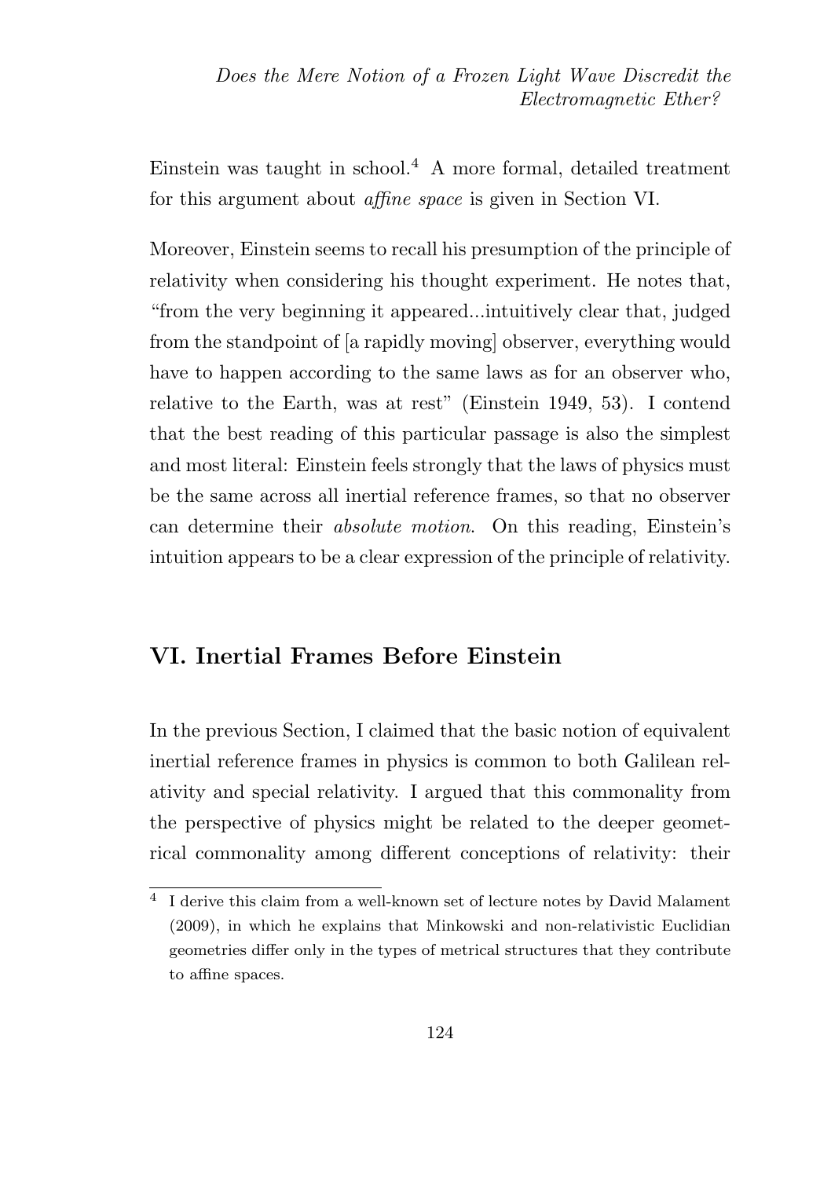Einstein was taught in school.[4] A more formal, detailed treatment for this argument about *affine space* is given in Section VI.

Moreover, Einstein seems to recall his presumption of the principle of relativity when considering his thought experiment. He notes that, "from the very beginning it appeared...intuitively clear that, judged from the standpoint of [a rapidly moving] observer, everything would have to happen according to the same laws as for an observer who, relative to the Earth, was at rest" (Einstein 1949, 53). I contend that the best reading of this particular passage is also the simplest and most literal: Einstein feels strongly that the laws of physics must be the same across all inertial reference frames, so that no observer can determine their *absolute motion*. On this reading, Einstein's intuition appears to be a clear expression of the principle of relativity.

## VI. Inertial Frames Before Einstein

In the previous Section, I claimed that the basic notion of equivalent inertial reference frames in physics is common to both Galilean relativity and special relativity. I argued that this commonality from the perspective of physics might be related to the deeper geometrical commonality among different conceptions of relativity: their

[4] I derive this claim from a well-known set of lecture notes by David Malament (2009), in which he explains that Minkowski and non-relativistic Euclidian geometries differ only in the types of metrical structures that they contribute to affine spaces.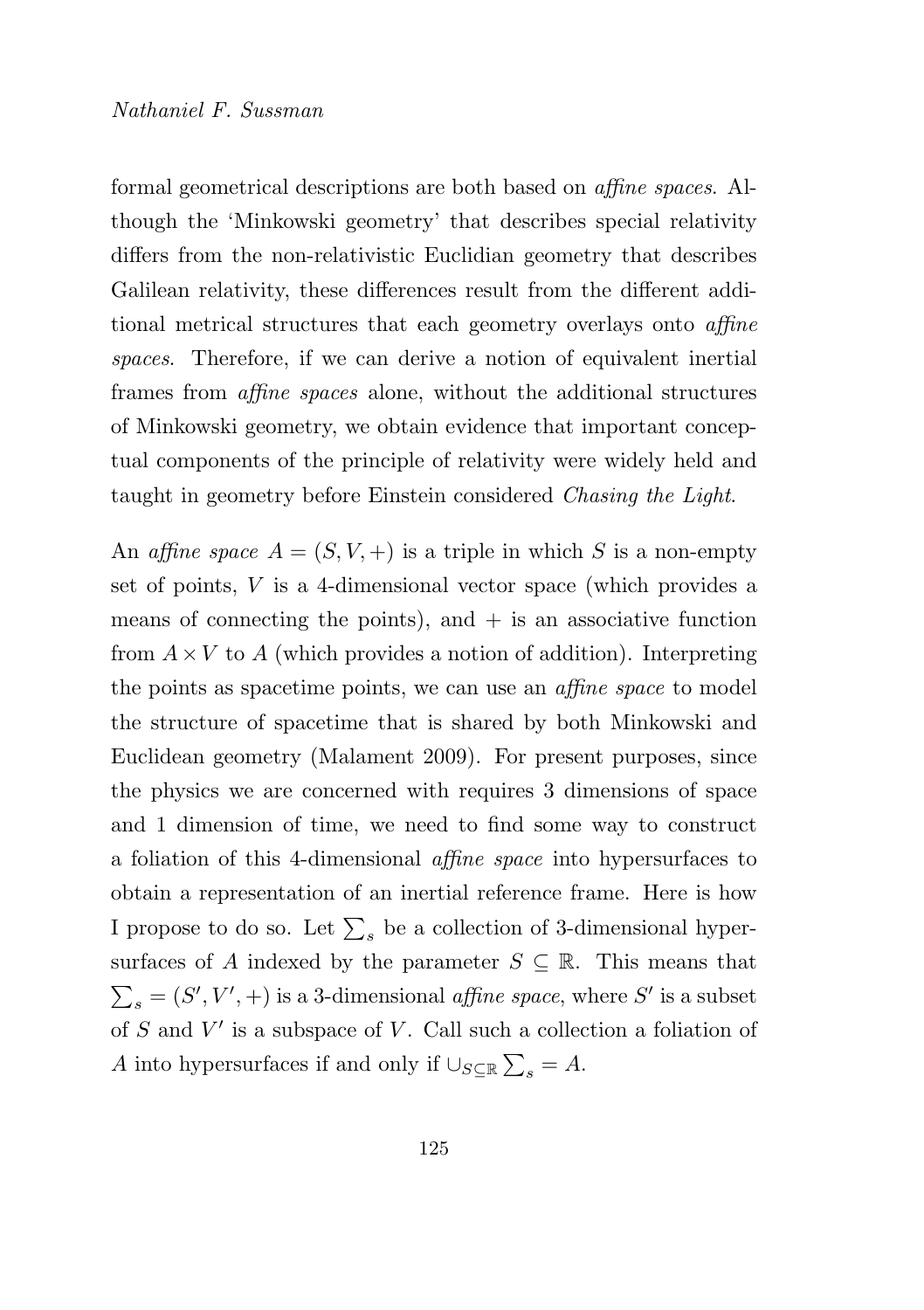formal geometrical descriptions are both based on *affine spaces*. Although the 'Minkowski geometry' that describes special relativity differs from the non-relativistic Euclidian geometry that describes Galilean relativity, these differences result from the different additional metrical structures that each geometry overlays onto *affine spaces*. Therefore, if we can derive a notion of equivalent inertial frames from *affine spaces* alone, without the additional structures of Minkowski geometry, we obtain evidence that important conceptual components of the principle of relativity were widely held and taught in geometry before Einstein considered *Chasing the Light*.

An *affine space* $A = (S, V, +)$ is a triple in which $S$ is a non-empty set of points, $V$ is a 4-dimensional vector space (which provides a means of connecting the points), and $+$ is an associative function from $A \times V$ to $A$ (which provides a notion of addition). Interpreting the points as spacetime points, we can use an *affine space* to model the structure of spacetime that is shared by both Minkowski and Euclidean geometry (Malament 2009). For present purposes, since the physics we are concerned with requires 3 dimensions of space and 1 dimension of time, we need to find some way to construct a foliation of this 4-dimensional *affine space* into hypersurfaces to obtain a representation of an inertial reference frame. Here is how I propose to do so. Let $\sum_s$ be a collection of 3-dimensional hypersurfaces of $A$ indexed by the parameter $S \subseteq \mathbb{R}$. This means that $\sum_s = (S', V', +)$ is a 3-dimensional *affine space*, where $S'$ is a subset of $S$ and $V'$ is a subspace of $V$. Call such a collection a foliation of $A$ into hypersurfaces if and only if $\cup_{S \subseteq \mathbb{R}} \sum_s = A$.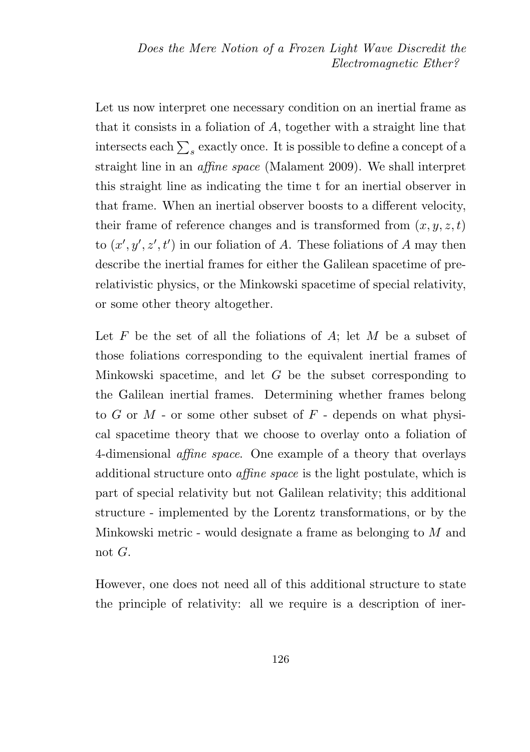Let us now interpret one necessary condition on an inertial frame as that it consists in a foliation of $A$, together with a straight line that intersects each $\sum_s$ exactly once. It is possible to define a concept of a straight line in an *affine space* (Malament 2009). We shall interpret this straight line as indicating the time t for an inertial observer in that frame. When an inertial observer boosts to a different velocity, their frame of reference changes and is transformed from $(x, y, z, t)$ to $(x', y', z', t')$ in our foliation of $A$. These foliations of $A$ may then describe the inertial frames for either the Galilean spacetime of pre-relativistic physics, or the Minkowski spacetime of special relativity, or some other theory altogether.

Let $F$ be the set of all the foliations of $A$; let $M$ be a subset of those foliations corresponding to the equivalent inertial frames of Minkowski spacetime, and let $G$ be the subset corresponding to the Galilean inertial frames. Determining whether frames belong to $G$ or $M$ - or some other subset of $F$ - depends on what physical spacetime theory that we choose to overlay onto a foliation of 4-dimensional *affine space*. One example of a theory that overlays additional structure onto *affine space* is the light postulate, which is part of special relativity but not Galilean relativity; this additional structure - implemented by the Lorentz transformations, or by the Minkowski metric - would designate a frame as belonging to $M$ and not $G$.

However, one does not need all of this additional structure to state the principle of relativity: all we require is a description of iner-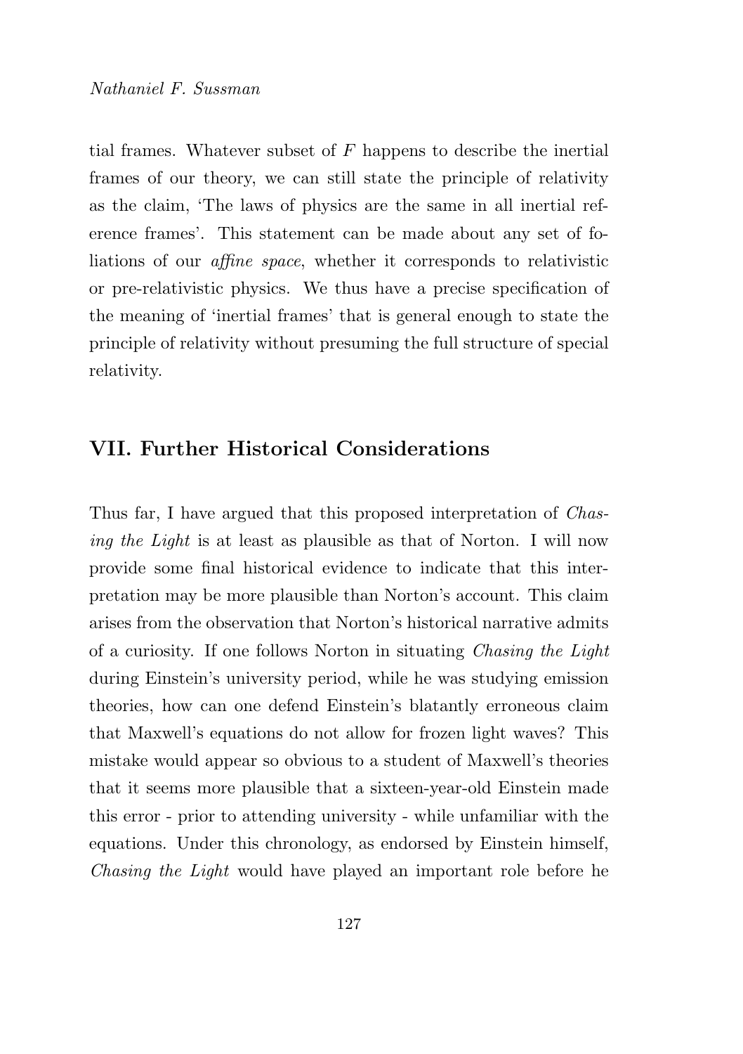tial frames. Whatever subset of $F$ happens to describe the inertial frames of our theory, we can still state the principle of relativity as the claim, 'The laws of physics are the same in all inertial reference frames'. This statement can be made about any set of foliations of our *affine space*, whether it corresponds to relativistic or pre-relativistic physics. We thus have a precise specification of the meaning of 'inertial frames' that is general enough to state the principle of relativity without presuming the full structure of special relativity.

## VII. Further Historical Considerations

Thus far, I have argued that this proposed interpretation of *Chasing the Light* is at least as plausible as that of Norton. I will now provide some final historical evidence to indicate that this interpretation may be more plausible than Norton's account. This claim arises from the observation that Norton's historical narrative admits of a curiosity. If one follows Norton in situating *Chasing the Light* during Einstein's university period, while he was studying emission theories, how can one defend Einstein's blatantly erroneous claim that Maxwell's equations do not allow for frozen light waves? This mistake would appear so obvious to a student of Maxwell's theories that it seems more plausible that a sixteen-year-old Einstein made this error - prior to attending university - while unfamiliar with the equations. Under this chronology, as endorsed by Einstein himself, *Chasing the Light* would have played an important role before he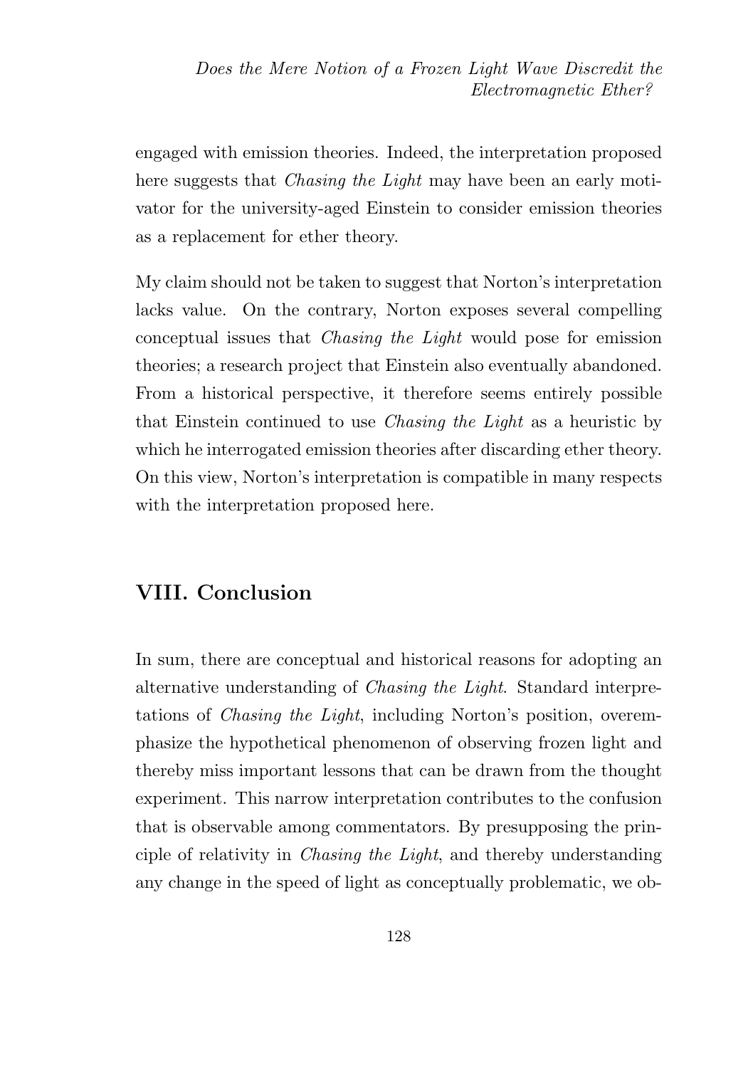engaged with emission theories. Indeed, the interpretation proposed here suggests that *Chasing the Light* may have been an early motivator for the university-aged Einstein to consider emission theories as a replacement for ether theory.

My claim should not be taken to suggest that Norton's interpretation lacks value. On the contrary, Norton exposes several compelling conceptual issues that *Chasing the Light* would pose for emission theories; a research project that Einstein also eventually abandoned. From a historical perspective, it therefore seems entirely possible that Einstein continued to use *Chasing the Light* as a heuristic by which he interrogated emission theories after discarding ether theory. On this view, Norton's interpretation is compatible in many respects with the interpretation proposed here.

## VIII. Conclusion

In sum, there are conceptual and historical reasons for adopting an alternative understanding of *Chasing the Light*. Standard interpretations of *Chasing the Light*, including Norton's position, overemphasize the hypothetical phenomenon of observing frozen light and thereby miss important lessons that can be drawn from the thought experiment. This narrow interpretation contributes to the confusion that is observable among commentators. By presupposing the principle of relativity in *Chasing the Light*, and thereby understanding any change in the speed of light as conceptually problematic, we ob-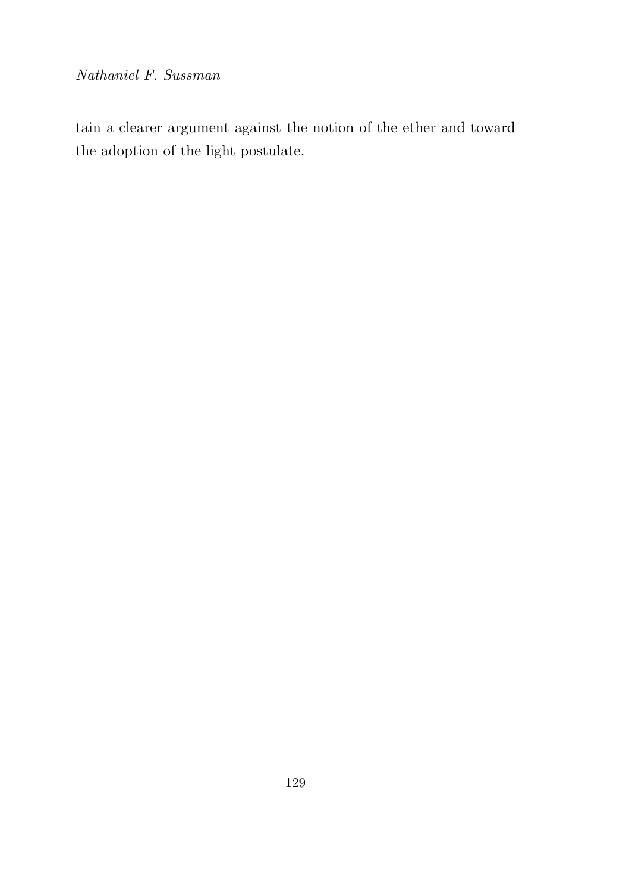tain a clearer argument against the notion of the ether and toward the adoption of the light postulate.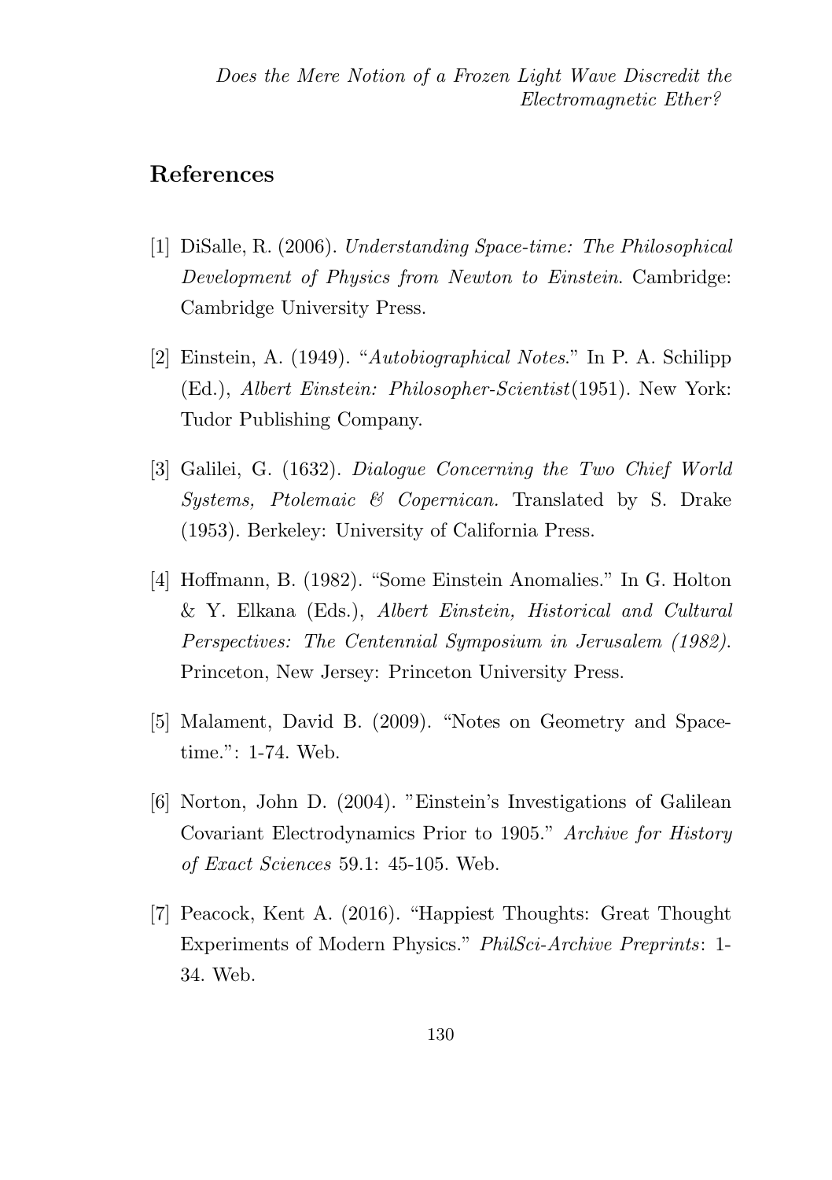## References

[1] DiSalle, R. (2006). *Understanding Space-time: The Philosophical Development of Physics from Newton to Einstein*. Cambridge: Cambridge University Press.

[2] Einstein, A. (1949). "*Autobiographical Notes*." In P. A. Schilipp (Ed.), *Albert Einstein: Philosopher-Scientist*(1951). New York: Tudor Publishing Company.

[3] Galilei, G. (1632). *Dialogue Concerning the Two Chief World Systems, Ptolemaic & Copernican.* Translated by S. Drake (1953). Berkeley: University of California Press.

[4] Hoffmann, B. (1982). "Some Einstein Anomalies." In G. Holton & Y. Elkana (Eds.), *Albert Einstein, Historical and Cultural Perspectives: The Centennial Symposium in Jerusalem (1982).* Princeton, New Jersey: Princeton University Press.

[5] Malament, David B. (2009). "Notes on Geometry and Space-time.": 1-74. Web.

[6] Norton, John D. (2004). "Einstein's Investigations of Galilean Covariant Electrodynamics Prior to 1905." *Archive for History of Exact Sciences* 59.1: 45-105. Web.

[7] Peacock, Kent A. (2016). "Happiest Thoughts: Great Thought Experiments of Modern Physics." *PhilSci-Archive Preprints*: 1-34. Web.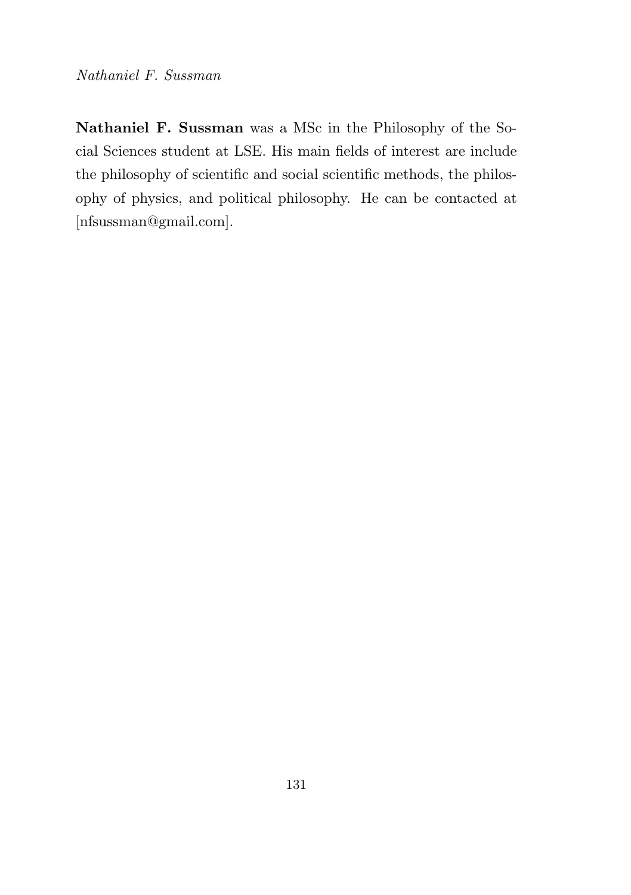**Nathaniel F. Sussman** was a MSc in the Philosophy of the Social Sciences student at LSE. His main fields of interest are include the philosophy of scientific and social scientific methods, the philosophy of physics, and political philosophy. He can be contacted at [nfsussman@gmail.com].